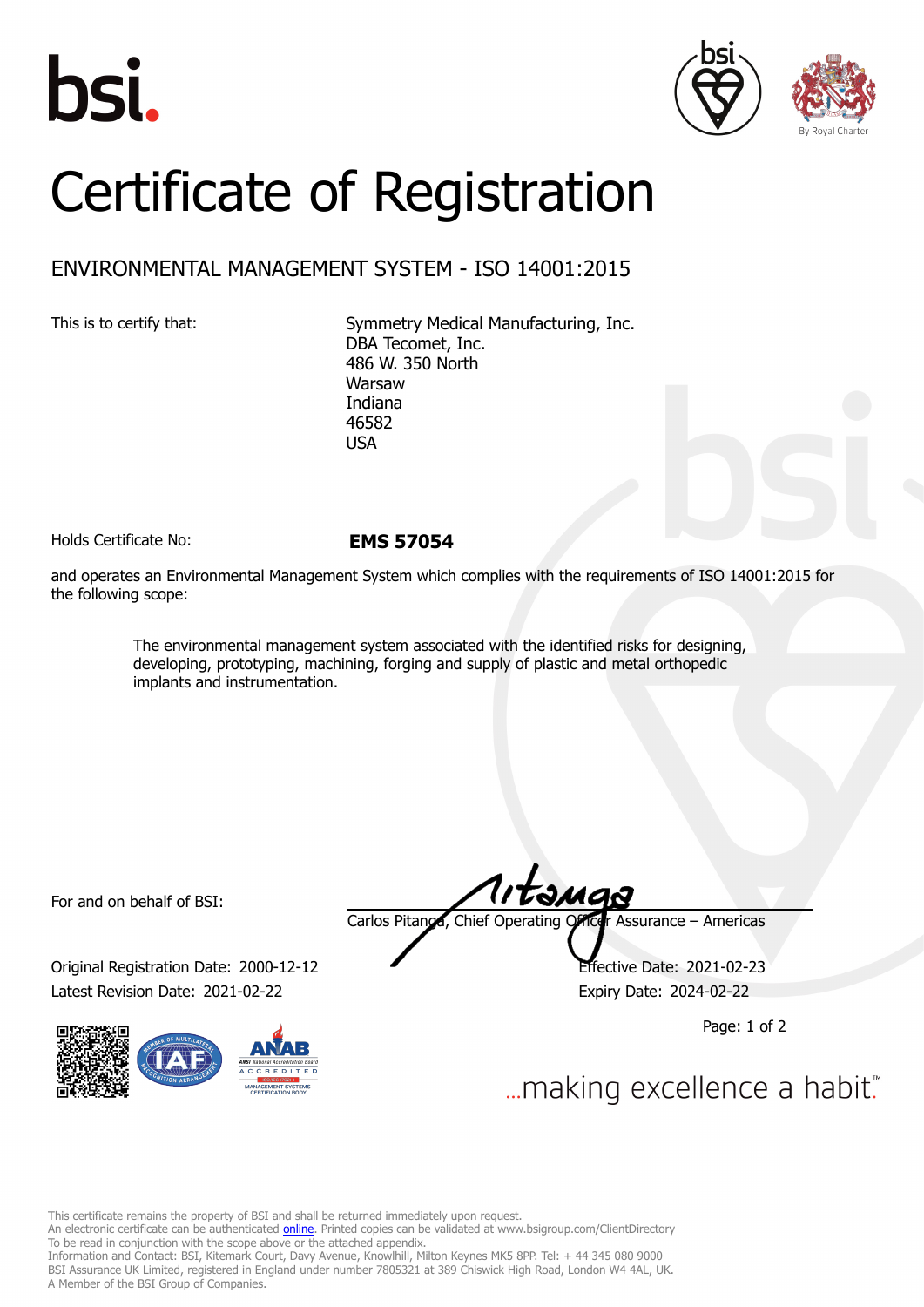bsi.

# Certificate of Registration

## ENVIRONMENTAL MANAGEMENT SYSTEM - ISO 14001:2015

This is to certify that:

Symmetry Medical Manufacturing, Inc.
DBA Tecomet, Inc.
486 W. 350 North
Warsaw
Indiana
46582
USA

Holds Certificate No: **EMS 57054**

and operates an Environmental Management System which complies with the requirements of ISO 14001:2015 for the following scope:

> The environmental management system associated with the identified risks for designing, developing, prototyping, machining, forging and supply of plastic and metal orthopedic implants and instrumentation.

For and on behalf of BSI:

Carlos Pitanga, Chief Operating Officer Assurance – Americas

Original Registration Date: 2000-12-12
Latest Revision Date: 2021-02-22

Effective Date: 2021-02-23
Expiry Date: 2024-02-22

...making excellence a habit.™

This certificate remains the property of BSI and shall be returned immediately upon request.
An electronic certificate can be authenticated online. Printed copies can be validated at www.bsigroup.com/ClientDirectory
To be read in conjunction with the scope above or the attached appendix.
Information and Contact: BSI, Kitemark Court, Davy Avenue, Knowlhill, Milton Keynes MK5 8PP. Tel: + 44 345 080 9000
BSI Assurance UK Limited, registered in England under number 7805321 at 389 Chiswick High Road, London W4 4AL, UK.
A Member of the BSI Group of Companies.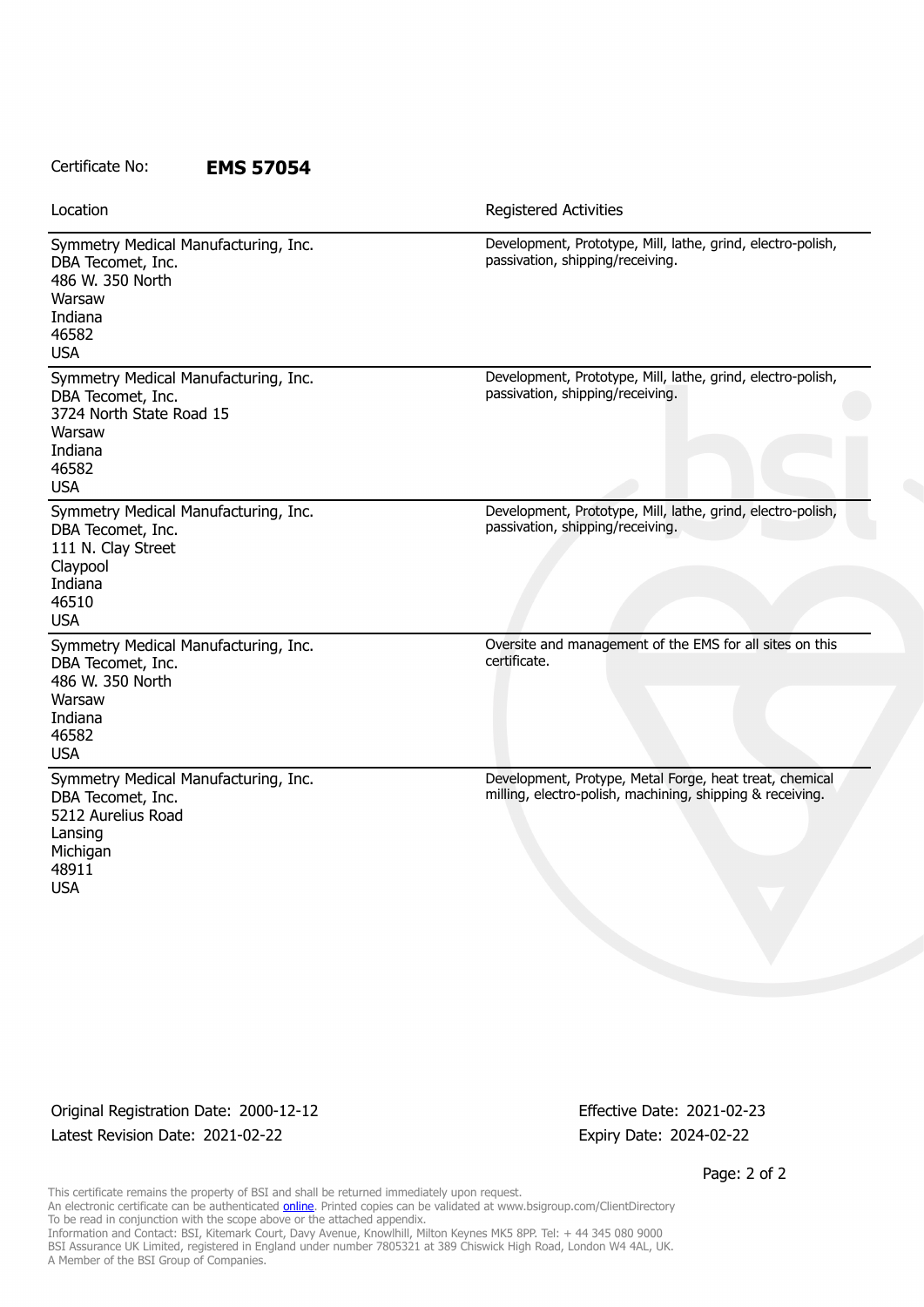Certificate No: **EMS 57054**

| Location | Registered Activities |
|---|---|
| Symmetry Medical Manufacturing, Inc. DBA Tecomet, Inc. 486 W. 350 North Warsaw Indiana 46582 USA | Development, Prototype, Mill, lathe, grind, electro-polish, passivation, shipping/receiving. |
| Symmetry Medical Manufacturing, Inc. DBA Tecomet, Inc. 3724 North State Road 15 Warsaw Indiana 46582 USA | Development, Prototype, Mill, lathe, grind, electro-polish, passivation, shipping/receiving. |
| Symmetry Medical Manufacturing, Inc. DBA Tecomet, Inc. 111 N. Clay Street Claypool Indiana 46510 USA | Development, Prototype, Mill, lathe, grind, electro-polish, passivation, shipping/receiving. |
| Symmetry Medical Manufacturing, Inc. DBA Tecomet, Inc. 486 W. 350 North Warsaw Indiana 46582 USA | Oversite and management of the EMS for all sites on this certificate. |
| Symmetry Medical Manufacturing, Inc. DBA Tecomet, Inc. 5212 Aurelius Road Lansing Michigan 48911 USA | Development, Protype, Metal Forge, heat treat, chemical milling, electro-polish, machining, shipping & receiving. |

Original Registration Date: 2000-12-12

Latest Revision Date: 2021-02-22

Effective Date: 2021-02-23

Expiry Date: 2024-02-22

This certificate remains the property of BSI and shall be returned immediately upon request.
An electronic certificate can be authenticated online. Printed copies can be validated at www.bsigroup.com/ClientDirectory
To be read in conjunction with the scope above or the attached appendix.
Information and Contact: BSI, Kitemark Court, Davy Avenue, Knowlhill, Milton Keynes MK5 8PP. Tel: + 44 345 080 9000
BSI Assurance UK Limited, registered in England under number 7805321 at 389 Chiswick High Road, London W4 4AL, UK.
A Member of the BSI Group of Companies.